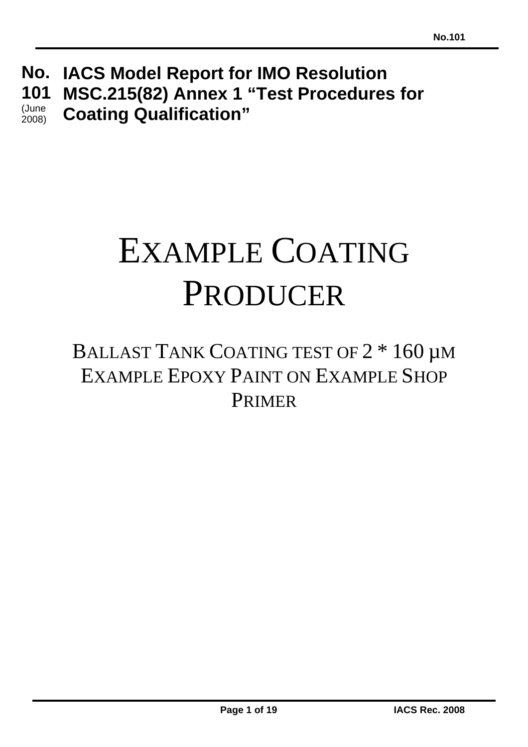# No. 101 (June 2008) IACS Model Report for IMO Resolution MSC.215(82) Annex 1 "Test Procedures for Coating Qualification"

# EXAMPLE COATING PRODUCER

## BALLAST TANK COATING TEST OF 2 * 160 μM EXAMPLE EPOXY PAINT ON EXAMPLE SHOP PRIMER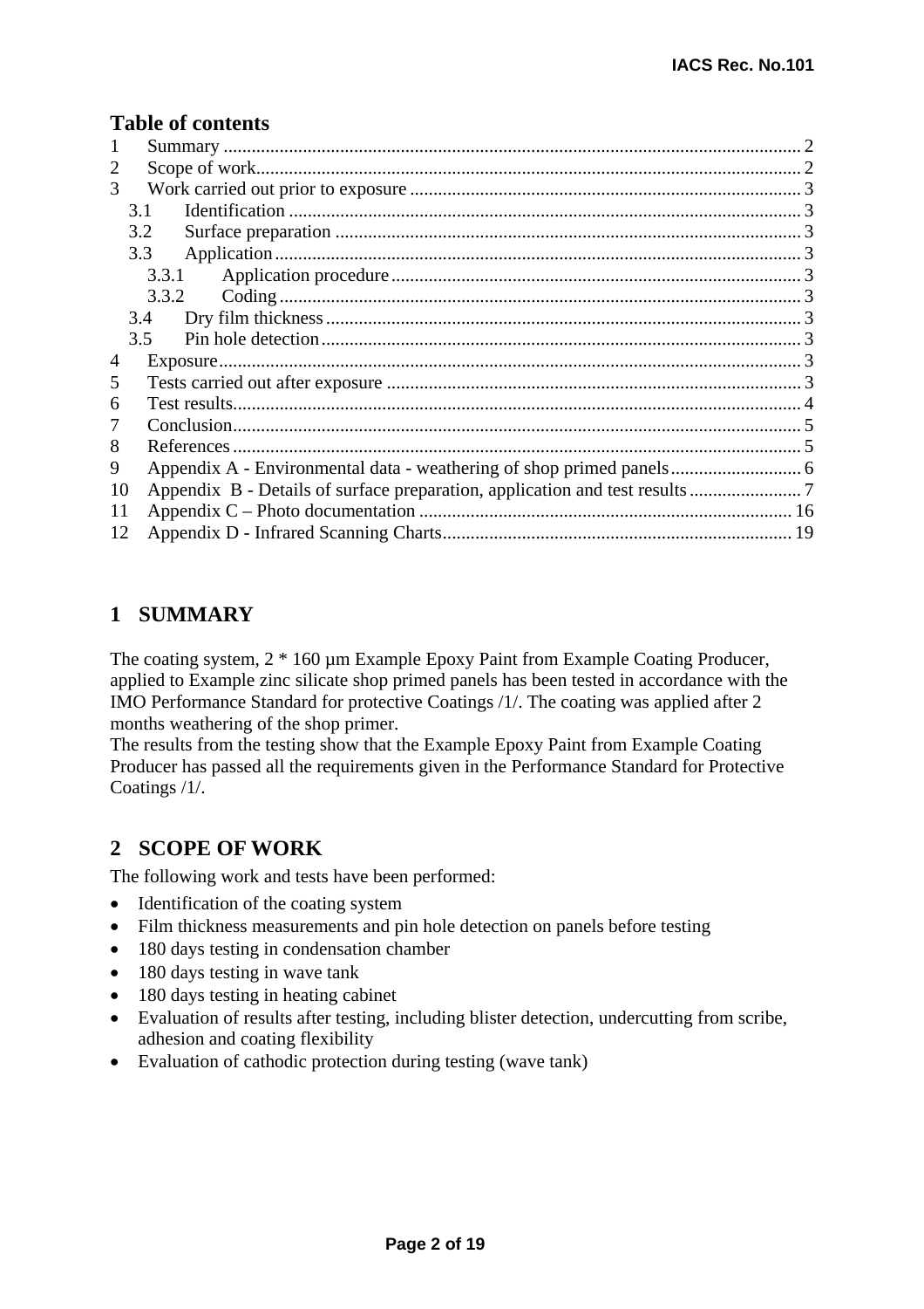## Table of contents

1 Summary ... 2
2 Scope of work ... 2
3 Work carried out prior to exposure ... 3
  3.1 Identification ... 3
  3.2 Surface preparation ... 3
  3.3 Application ... 3
    3.3.1 Application procedure ... 3
    3.3.2 Coding ... 3
  3.4 Dry film thickness ... 3
  3.5 Pin hole detection ... 3
4 Exposure ... 3
5 Tests carried out after exposure ... 3
6 Test results ... 4
7 Conclusion ... 5
8 References ... 5
9 Appendix A - Environmental data - weathering of shop primed panels ... 6
10 Appendix B - Details of surface preparation, application and test results ... 7
11 Appendix C – Photo documentation ... 16
12 Appendix D - Infrared Scanning Charts ... 19

# 1 SUMMARY

The coating system, 2 * 160 µm Example Epoxy Paint from Example Coating Producer, applied to Example zinc silicate shop primed panels has been tested in accordance with the IMO Performance Standard for protective Coatings /1/. The coating was applied after 2 months weathering of the shop primer.
The results from the testing show that the Example Epoxy Paint from Example Coating Producer has passed all the requirements given in the Performance Standard for Protective Coatings /1/.

# 2 SCOPE OF WORK

The following work and tests have been performed:

- Identification of the coating system
- Film thickness measurements and pin hole detection on panels before testing
- 180 days testing in condensation chamber
- 180 days testing in wave tank
- 180 days testing in heating cabinet
- Evaluation of results after testing, including blister detection, undercutting from scribe, adhesion and coating flexibility
- Evaluation of cathodic protection during testing (wave tank)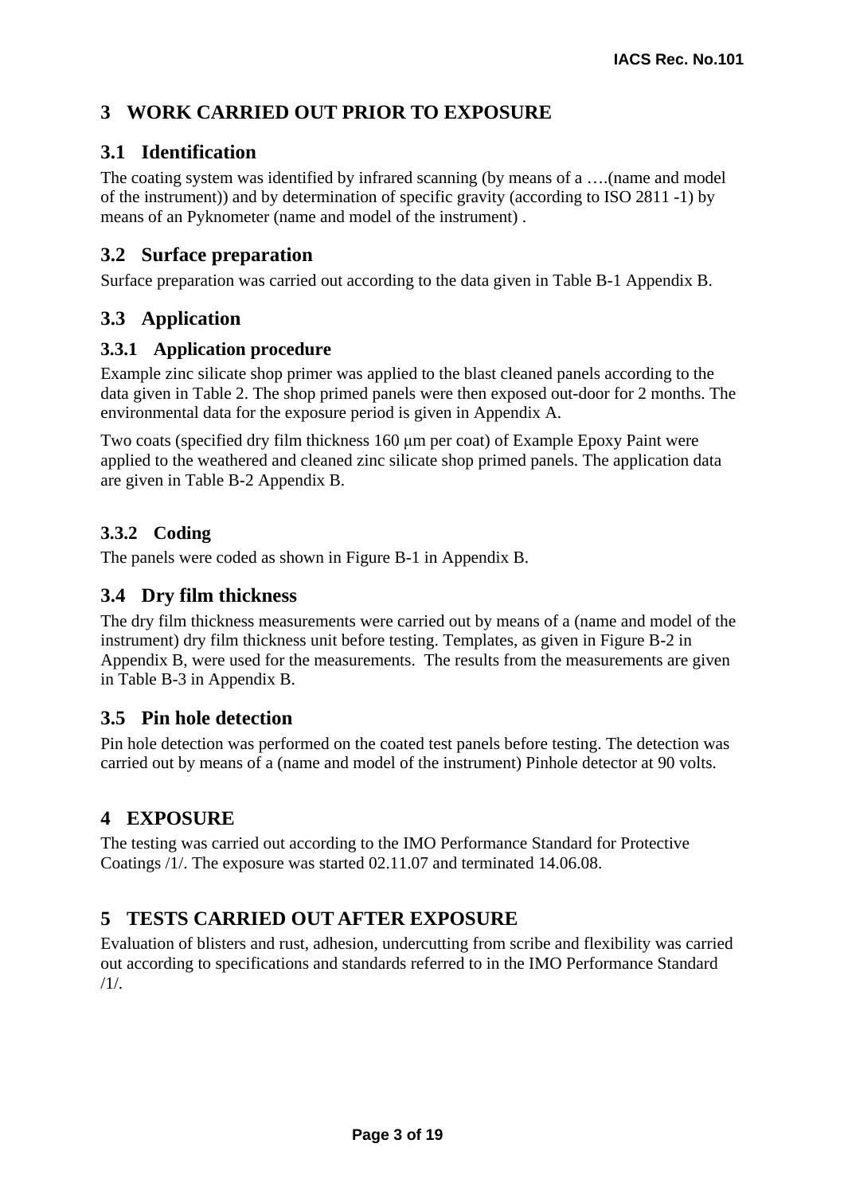# 3 WORK CARRIED OUT PRIOR TO EXPOSURE

## 3.1 Identification

The coating system was identified by infrared scanning (by means of a ….(name and model of the instrument)) and by determination of specific gravity (according to ISO 2811 -1) by means of an Pyknometer (name and model of the instrument) .

## 3.2 Surface preparation

Surface preparation was carried out according to the data given in Table B-1 Appendix B.

## 3.3 Application

### 3.3.1 Application procedure

Example zinc silicate shop primer was applied to the blast cleaned panels according to the data given in Table 2. The shop primed panels were then exposed out-door for 2 months. The environmental data for the exposure period is given in Appendix A.

Two coats (specified dry film thickness 160 μm per coat) of Example Epoxy Paint were applied to the weathered and cleaned zinc silicate shop primed panels. The application data are given in Table B-2 Appendix B.

### 3.3.2 Coding

The panels were coded as shown in Figure B-1 in Appendix B.

## 3.4 Dry film thickness

The dry film thickness measurements were carried out by means of a (name and model of the instrument) dry film thickness unit before testing. Templates, as given in Figure B-2 in Appendix B, were used for the measurements. The results from the measurements are given in Table B-3 in Appendix B.

## 3.5 Pin hole detection

Pin hole detection was performed on the coated test panels before testing. The detection was carried out by means of a (name and model of the instrument) Pinhole detector at 90 volts.

# 4 EXPOSURE

The testing was carried out according to the IMO Performance Standard for Protective Coatings /1/. The exposure was started 02.11.07 and terminated 14.06.08.

# 5 TESTS CARRIED OUT AFTER EXPOSURE

Evaluation of blisters and rust, adhesion, undercutting from scribe and flexibility was carried out according to specifications and standards referred to in the IMO Performance Standard /1/.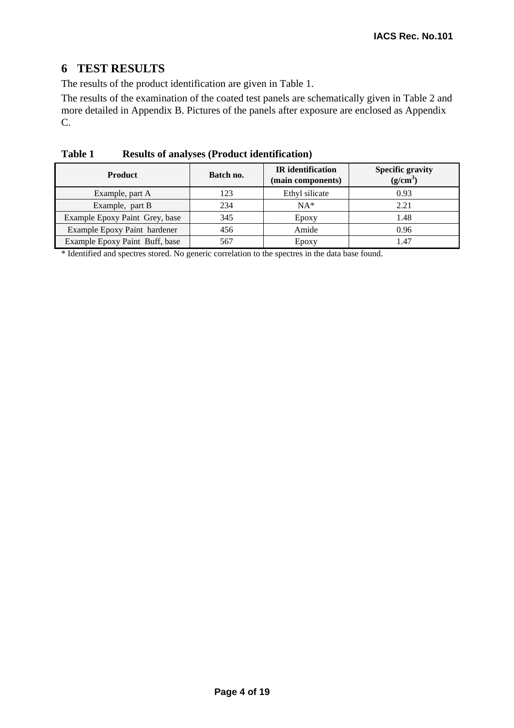## 6 TEST RESULTS

The results of the product identification are given in Table 1.

The results of the examination of the coated test panels are schematically given in Table 2 and more detailed in Appendix B. Pictures of the panels after exposure are enclosed as Appendix C.

**Table 1 Results of analyses (Product identification)**

| Product | Batch no. | IR identification (main components) | Specific gravity ($g/cm^3$) |
|---|---|---|---|
| Example, part A | 123 | Ethyl silicate | 0.93 |
| Example, part B | 234 | NA* | 2.21 |
| Example Epoxy Paint Grey, base | 345 | Epoxy | 1.48 |
| Example Epoxy Paint hardener | 456 | Amide | 0.96 |
| Example Epoxy Paint Buff, base | 567 | Epoxy | 1.47 |

* Identified and spectres stored. No generic correlation to the spectres in the data base found.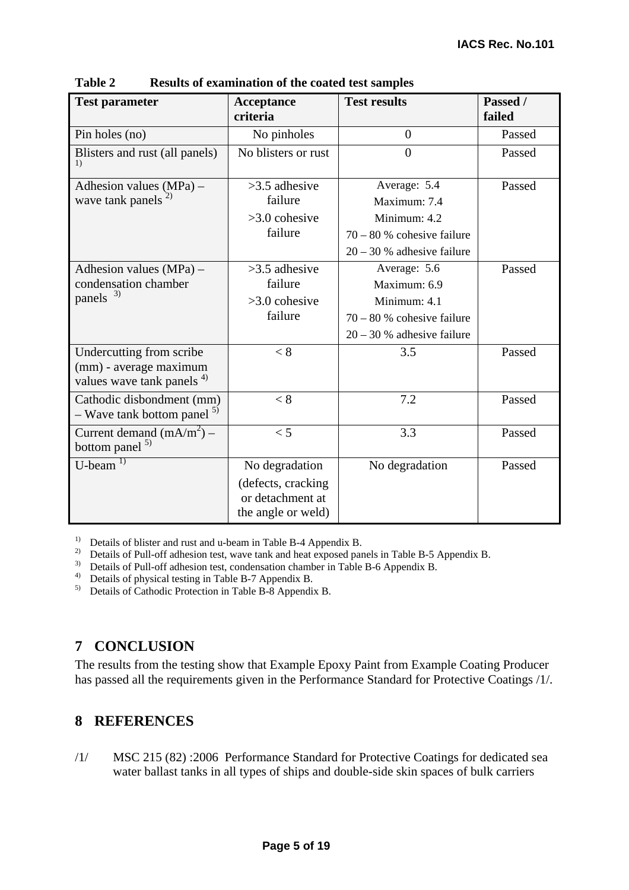**Table 2 Results of examination of the coated test samples**

| Test parameter | Acceptance criteria | Test results | Passed / failed |
|---|---|---|---|
| Pin holes (no) | No pinholes | 0 | Passed |
| Blisters and rust (all panels) [1) | No blisters or rust | 0 | Passed |
| Adhesion values (MPa) – wave tank panels [2) | >3.5 adhesive failure<br>>3.0 cohesive failure | Average: 5.4<br>Maximum: 7.4<br>Minimum: 4.2<br>70 – 80 % cohesive failure<br>20 – 30 % adhesive failure | Passed |
| Adhesion values (MPa) – condensation chamber panels [3) | >3.5 adhesive failure<br>>3.0 cohesive failure | Average: 5.6<br>Maximum: 6.9<br>Minimum: 4.1<br>70 – 80 % cohesive failure<br>20 – 30 % adhesive failure | Passed |
| Undercutting from scribe (mm) - average maximum values wave tank panels [4) | < 8 | 3.5 | Passed |
| Cathodic disbondment (mm) – Wave tank bottom panel [5) | < 8 | 7.2 | Passed |
| Current demand ($mA/m^2$) – bottom panel [5) | < 5 | 3.3 | Passed |
| U-beam [1) | No degradation<br>(defects, cracking or detachment at the angle or weld) | No degradation | Passed |

1) Details of blister and rust and u-beam in Table B-4 Appendix B.
2) Details of Pull-off adhesion test, wave tank and heat exposed panels in Table B-5 Appendix B.
3) Details of Pull-off adhesion test, condensation chamber in Table B-6 Appendix B.
4) Details of physical testing in Table B-7 Appendix B.
5) Details of Cathodic Protection in Table B-8 Appendix B.

## 7 CONCLUSION

The results from the testing show that Example Epoxy Paint from Example Coating Producer has passed all the requirements given in the Performance Standard for Protective Coatings /1/.

## 8 REFERENCES

/1/ MSC 215 (82) :2006 Performance Standard for Protective Coatings for dedicated sea water ballast tanks in all types of ships and double-side skin spaces of bulk carriers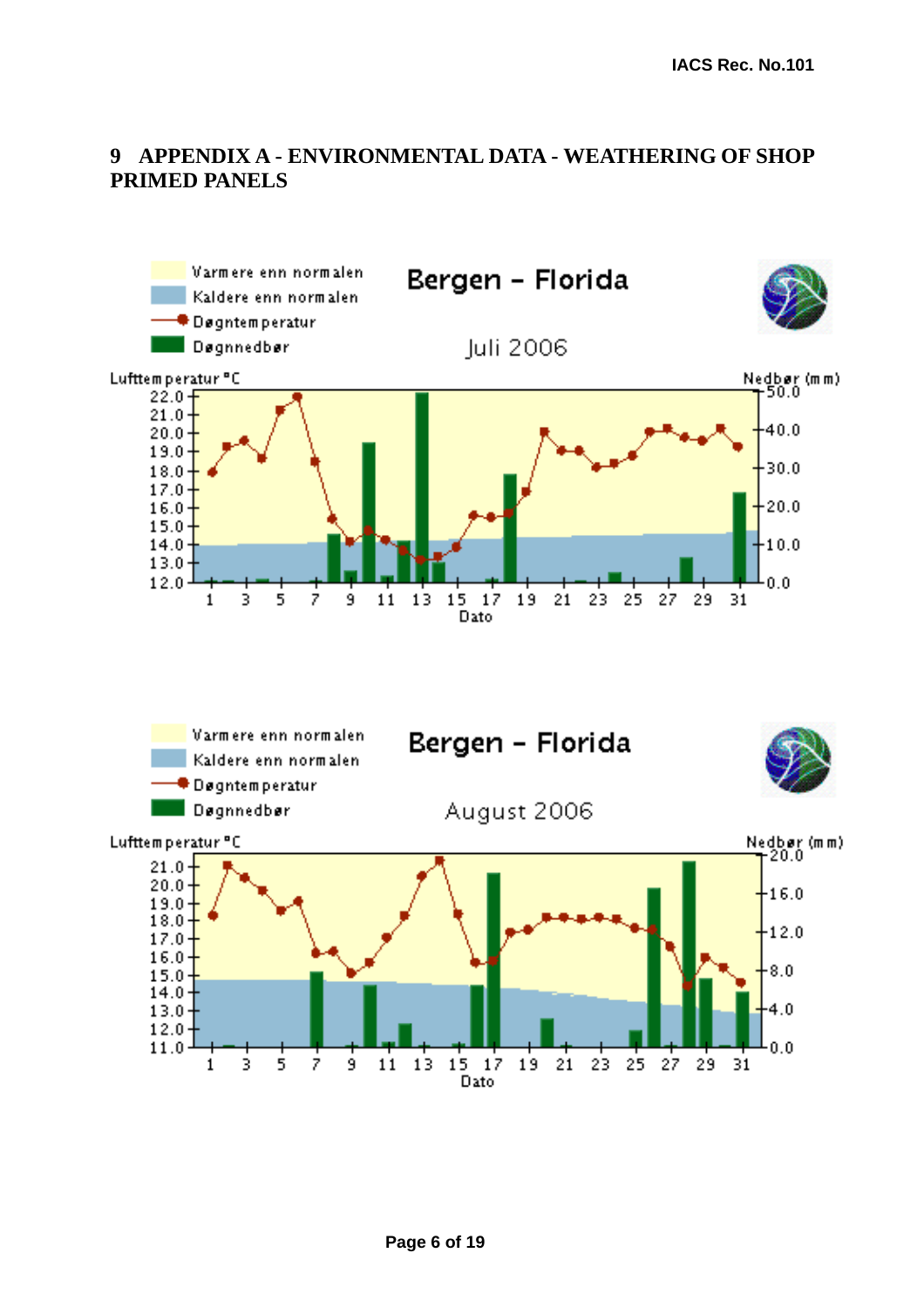# 9 APPENDIX A - ENVIRONMENTAL DATA - WEATHERING OF SHOP PRIMED PANELS

Varmere enn normalen
Kaldere enn normalen
Døgntemperatur
Døgnnedbør

**Bergen - Florida**

Juli 2006

Lufttemperatur °C — Nedbør (mm) — Dato

Varmere enn normalen
Kaldere enn normalen
Døgntemperatur
Døgnnedbør

**Bergen - Florida**

August 2006

Lufttemperatur °C — Nedbør (mm) — Dato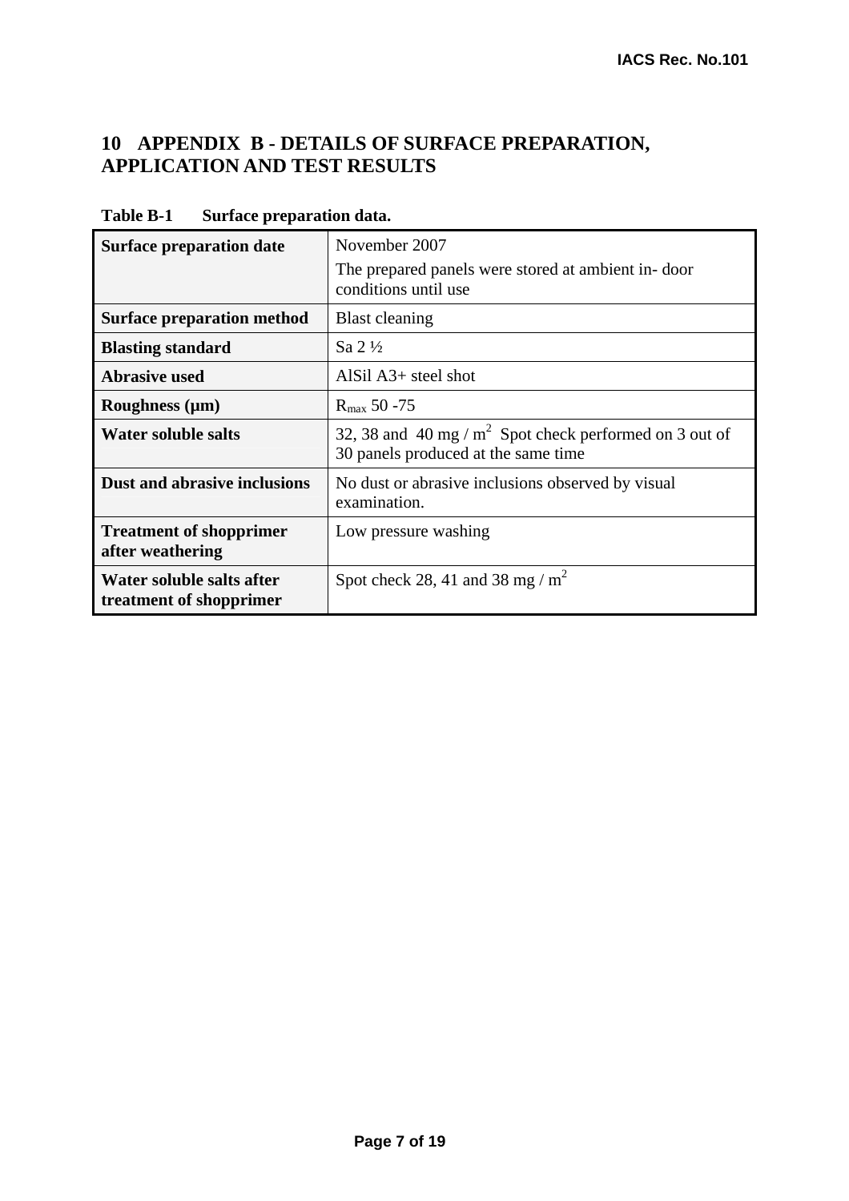# 10 APPENDIX B - DETAILS OF SURFACE PREPARATION, APPLICATION AND TEST RESULTS

**Table B-1 Surface preparation data.**

| | |
|---|---|
| **Surface preparation date** | November 2007<br>The prepared panels were stored at ambient in- door conditions until use |
| **Surface preparation method** | Blast cleaning |
| **Blasting standard** | Sa 2 ½ |
| **Abrasive used** | AlSil A3+ steel shot |
| **Roughness (µm)** | $R_{max}$ 50 -75 |
| **Water soluble salts** | 32, 38 and 40 mg / $m^2$ Spot check performed on 3 out of 30 panels produced at the same time |
| **Dust and abrasive inclusions** | No dust or abrasive inclusions observed by visual examination. |
| **Treatment of shopprimer after weathering** | Low pressure washing |
| **Water soluble salts after treatment of shopprimer** | Spot check 28, 41 and 38 mg / $m^2$ |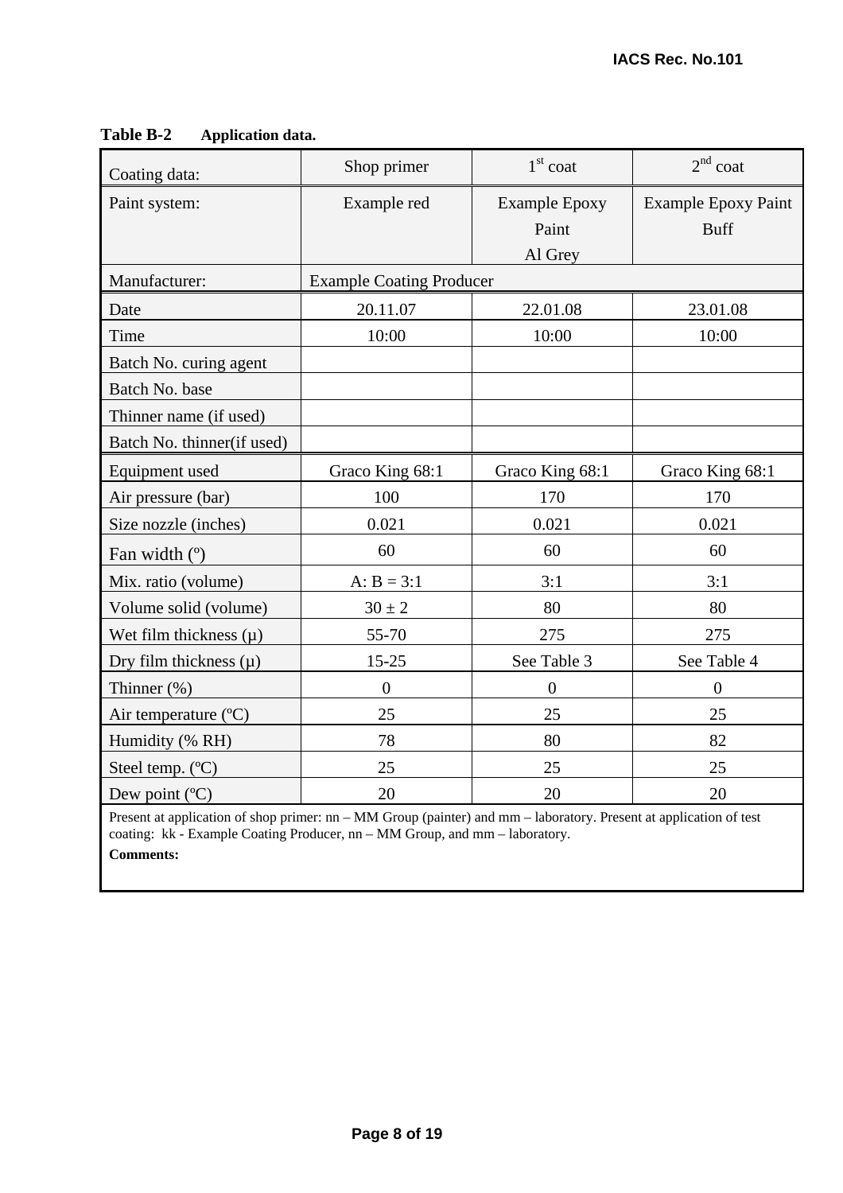**Table B-2 Application data.**

| Coating data: | Shop primer | 1st coat | 2nd coat |
|---|---|---|---|
| Paint system: | Example red | Example Epoxy Paint Al Grey | Example Epoxy Paint Buff |
| Manufacturer: | Example Coating Producer | | |
| Date | 20.11.07 | 22.01.08 | 23.01.08 |
| Time | 10:00 | 10:00 | 10:00 |
| Batch No. curing agent | | | |
| Batch No. base | | | |
| Thinner name (if used) | | | |
| Batch No. thinner(if used) | | | |
| Equipment used | Graco King 68:1 | Graco King 68:1 | Graco King 68:1 |
| Air pressure (bar) | 100 | 170 | 170 |
| Size nozzle (inches) | 0.021 | 0.021 | 0.021 |
| Fan width (º) | 60 | 60 | 60 |
| Mix. ratio (volume) | A: B = 3:1 | 3:1 | 3:1 |
| Volume solid (volume) | 30 ± 2 | 80 | 80 |
| Wet film thickness (µ) | 55-70 | 275 | 275 |
| Dry film thickness (µ) | 15-25 | See Table 3 | See Table 4 |
| Thinner (%) | 0 | 0 | 0 |
| Air temperature (ºC) | 25 | 25 | 25 |
| Humidity (% RH) | 78 | 80 | 82 |
| Steel temp. (ºC) | 25 | 25 | 25 |
| Dew point (ºC) | 20 | 20 | 20 |

Present at application of shop primer: nn – MM Group (painter) and mm – laboratory. Present at application of test coating: kk - Example Coating Producer, nn – MM Group, and mm – laboratory.

**Comments:**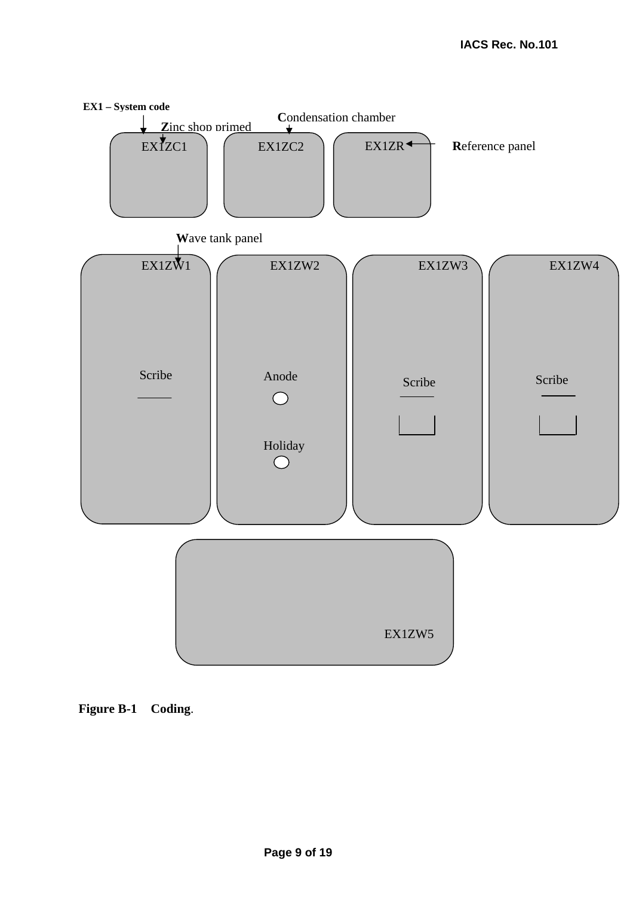EX1 – System code

**Z**inc shop primed

**C**ondensation chamber

EX1ZC1

EX1ZC2

EX1ZR

**R**eference panel

**W**ave tank panel

EX1ZW1

EX1ZW2

EX1ZW3

EX1ZW4

Scribe

Anode

Holiday

Scribe

Scribe

EX1ZW5

**Figure B-1 Coding**.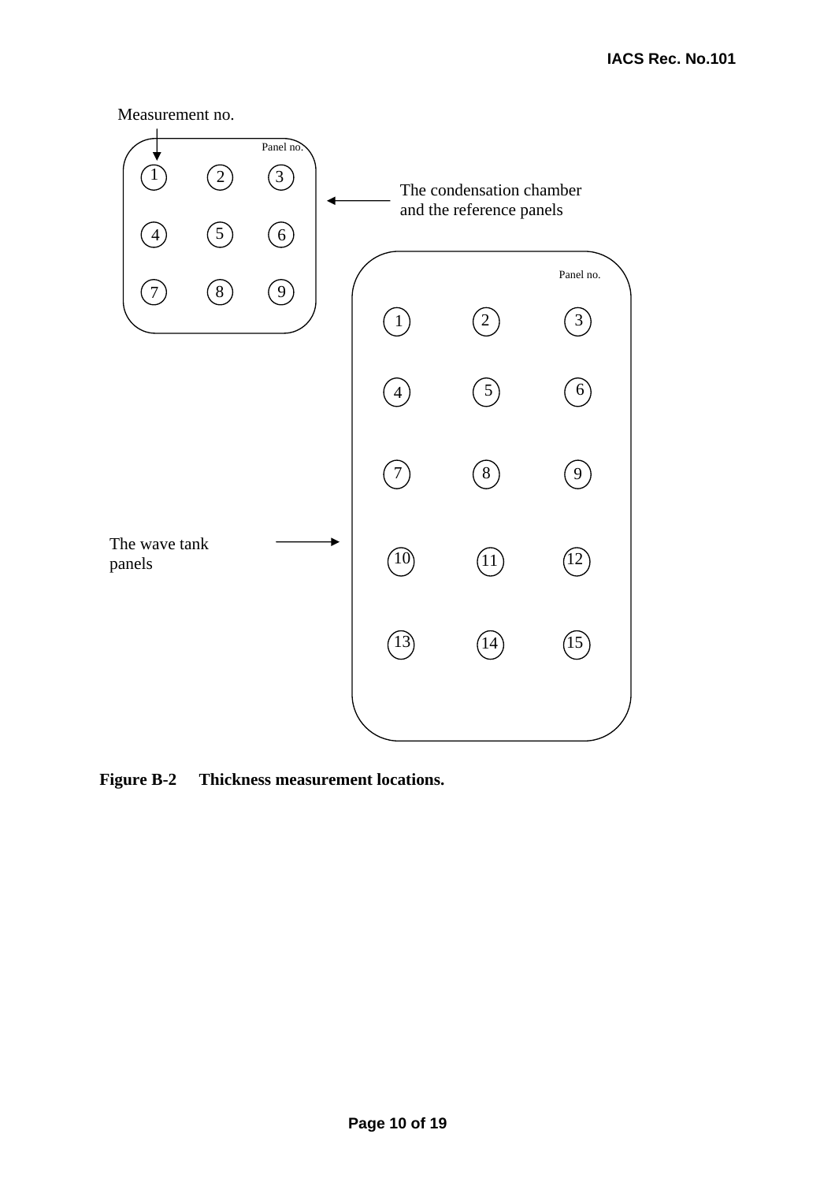Measurement no.

Panel no.

| 1 | 2 | 3 |
|---|---|---|
| 4 | 5 | 6 |
| 7 | 8 | 9 |

The condensation chamber and the reference panels

Panel no.

| 1 | 2 | 3 |
|---|---|---|
| 4 | 5 | 6 |
| 7 | 8 | 9 |
| 10 | 11 | 12 |
| 13 | 14 | 15 |

The wave tank panels

**Figure B-2 Thickness measurement locations.**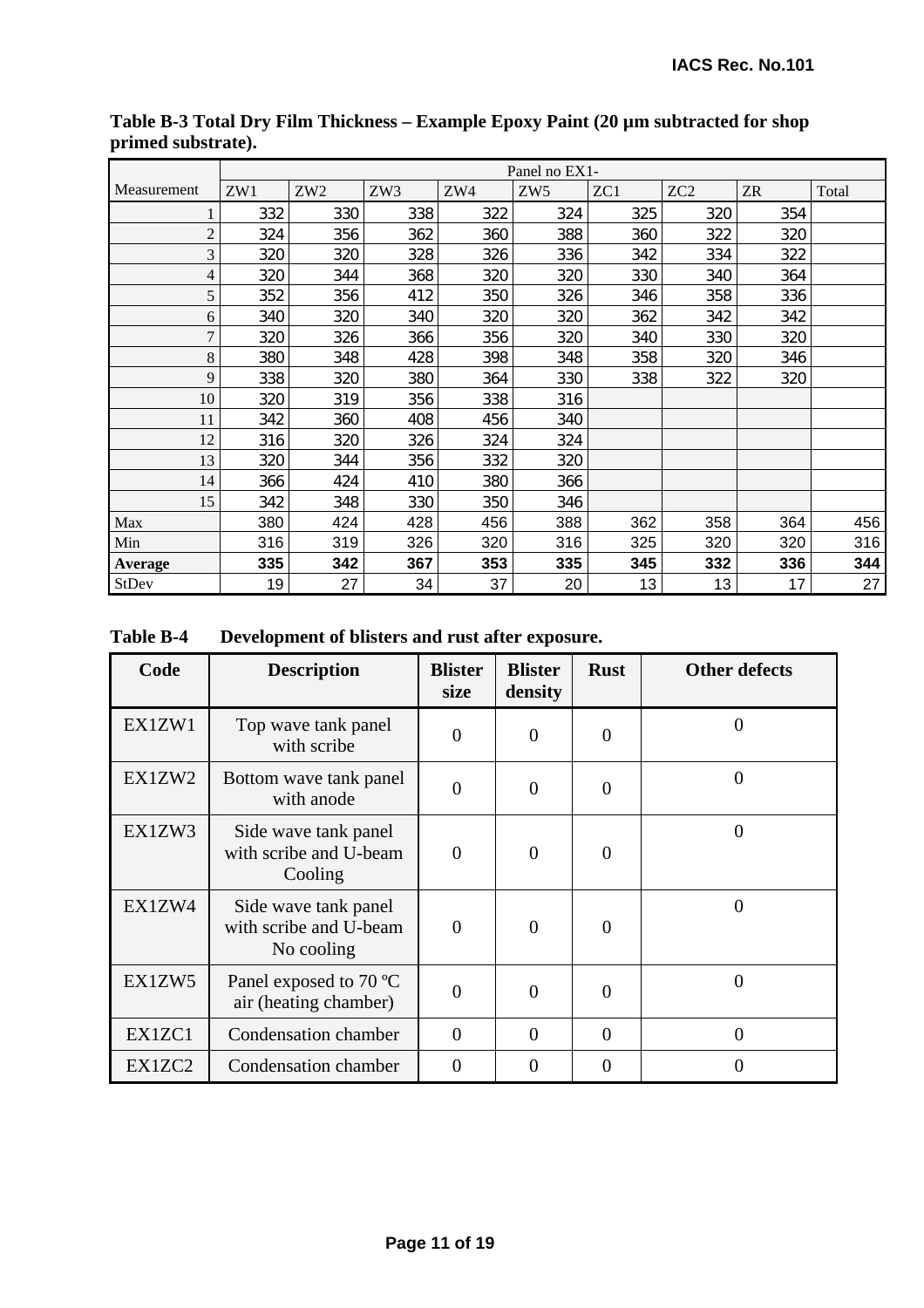**Table B-3 Total Dry Film Thickness – Example Epoxy Paint (20 μm subtracted for shop primed substrate).**

| Measurement | Panel no EX1- | | | | | | | | |
|---|---|---|---|---|---|---|---|---|---|
| | ZW1 | ZW2 | ZW3 | ZW4 | ZW5 | ZC1 | ZC2 | ZR | Total |
| 1 | 332 | 330 | 338 | 322 | 324 | 325 | 320 | 354 | |
| 2 | 324 | 356 | 362 | 360 | 388 | 360 | 322 | 320 | |
| 3 | 320 | 320 | 328 | 326 | 336 | 342 | 334 | 322 | |
| 4 | 320 | 344 | 368 | 320 | 320 | 330 | 340 | 364 | |
| 5 | 352 | 356 | 412 | 350 | 326 | 346 | 358 | 336 | |
| 6 | 340 | 320 | 340 | 320 | 320 | 362 | 342 | 342 | |
| 7 | 320 | 326 | 366 | 356 | 320 | 340 | 330 | 320 | |
| 8 | 380 | 348 | 428 | 398 | 348 | 358 | 320 | 346 | |
| 9 | 338 | 320 | 380 | 364 | 330 | 338 | 322 | 320 | |
| 10 | 320 | 319 | 356 | 338 | 316 | | | | |
| 11 | 342 | 360 | 408 | 456 | 340 | | | | |
| 12 | 316 | 320 | 326 | 324 | 324 | | | | |
| 13 | 320 | 344 | 356 | 332 | 320 | | | | |
| 14 | 366 | 424 | 410 | 380 | 366 | | | | |
| 15 | 342 | 348 | 330 | 350 | 346 | | | | |
| Max | 380 | 424 | 428 | 456 | 388 | 362 | 358 | 364 | 456 |
| Min | 316 | 319 | 326 | 320 | 316 | 325 | 320 | 320 | 316 |
| **Average** | **335** | **342** | **367** | **353** | **335** | **345** | **332** | **336** | **344** |
| StDev | 19 | 27 | 34 | 37 | 20 | 13 | 13 | 17 | 27 |

**Table B-4 Development of blisters and rust after exposure.**

| Code | Description | Blister size | Blister density | Rust | Other defects |
|---|---|---|---|---|---|
| EX1ZW1 | Top wave tank panel with scribe | 0 | 0 | 0 | 0 |
| EX1ZW2 | Bottom wave tank panel with anode | 0 | 0 | 0 | 0 |
| EX1ZW3 | Side wave tank panel with scribe and U-beam Cooling | 0 | 0 | 0 | 0 |
| EX1ZW4 | Side wave tank panel with scribe and U-beam No cooling | 0 | 0 | 0 | 0 |
| EX1ZW5 | Panel exposed to 70 ºC air (heating chamber) | 0 | 0 | 0 | 0 |
| EX1ZC1 | Condensation chamber | 0 | 0 | 0 | 0 |
| EX1ZC2 | Condensation chamber | 0 | 0 | 0 | 0 |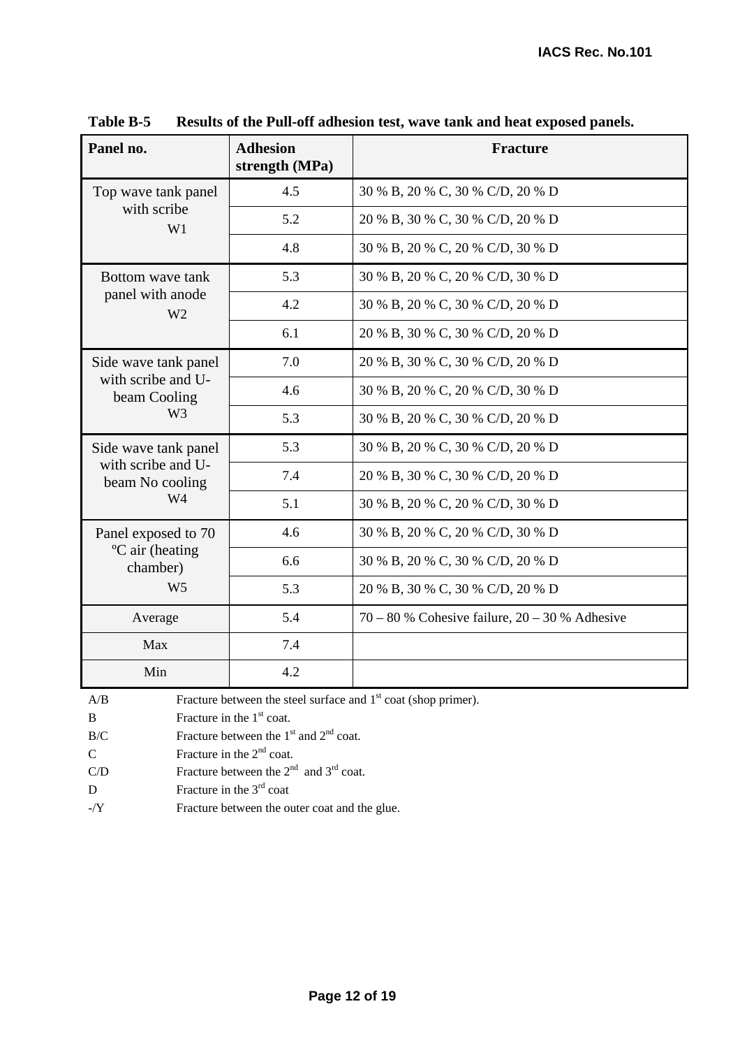**Table B-5 Results of the Pull-off adhesion test, wave tank and heat exposed panels.**

| Panel no. | Adhesion strength (MPa) | Fracture |
|---|---|---|
| Top wave tank panel with scribe W1 | 4.5 | 30 % B, 20 % C, 30 % C/D, 20 % D |
| | 5.2 | 20 % B, 30 % C, 30 % C/D, 20 % D |
| | 4.8 | 30 % B, 20 % C, 20 % C/D, 30 % D |
| Bottom wave tank panel with anode W2 | 5.3 | 30 % B, 20 % C, 20 % C/D, 30 % D |
| | 4.2 | 30 % B, 20 % C, 30 % C/D, 20 % D |
| | 6.1 | 20 % B, 30 % C, 30 % C/D, 20 % D |
| Side wave tank panel with scribe and U-beam Cooling W3 | 7.0 | 20 % B, 30 % C, 30 % C/D, 20 % D |
| | 4.6 | 30 % B, 20 % C, 20 % C/D, 30 % D |
| | 5.3 | 30 % B, 20 % C, 30 % C/D, 20 % D |
| Side wave tank panel with scribe and U-beam No cooling W4 | 5.3 | 30 % B, 20 % C, 30 % C/D, 20 % D |
| | 7.4 | 20 % B, 30 % C, 30 % C/D, 20 % D |
| | 5.1 | 30 % B, 20 % C, 20 % C/D, 30 % D |
| Panel exposed to 70 ºC air (heating chamber) W5 | 4.6 | 30 % B, 20 % C, 20 % C/D, 30 % D |
| | 6.6 | 30 % B, 20 % C, 30 % C/D, 20 % D |
| | 5.3 | 20 % B, 30 % C, 30 % C/D, 20 % D |
| Average | 5.4 | 70 – 80 % Cohesive failure, 20 – 30 % Adhesive |
| Max | 7.4 | |
| Min | 4.2 | |

A/B Fracture between the steel surface and 1st coat (shop primer).
B Fracture in the 1st coat.
B/C Fracture between the 1st and 2nd coat.
C Fracture in the 2nd coat.
C/D Fracture between the 2nd and 3rd coat.
D Fracture in the 3rd coat
-/Y Fracture between the outer coat and the glue.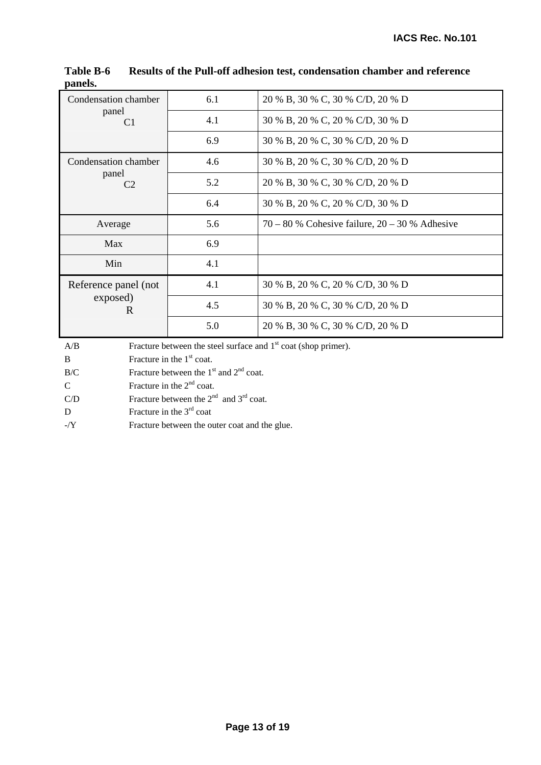**Table B-6 Results of the Pull-off adhesion test, condensation chamber and reference panels.**

| | | |
|---|---|---|
| Condensation chamber panel C1 | 6.1 | 20 % B, 30 % C, 30 % C/D, 20 % D |
| | 4.1 | 30 % B, 20 % C, 20 % C/D, 30 % D |
| | 6.9 | 30 % B, 20 % C, 30 % C/D, 20 % D |
| Condensation chamber panel C2 | 4.6 | 30 % B, 20 % C, 30 % C/D, 20 % D |
| | 5.2 | 20 % B, 30 % C, 30 % C/D, 20 % D |
| | 6.4 | 30 % B, 20 % C, 20 % C/D, 30 % D |
| Average | 5.6 | 70 – 80 % Cohesive failure, 20 – 30 % Adhesive |
| Max | 6.9 | |
| Min | 4.1 | |
| Reference panel (not exposed) R | 4.1 | 30 % B, 20 % C, 20 % C/D, 30 % D |
| | 4.5 | 30 % B, 20 % C, 30 % C/D, 20 % D |
| | 5.0 | 20 % B, 30 % C, 30 % C/D, 20 % D |

A/B Fracture between the steel surface and 1st coat (shop primer).
B Fracture in the 1st coat.
B/C Fracture between the 1st and 2nd coat.
C Fracture in the 2nd coat.
C/D Fracture between the 2nd and 3rd coat.
D Fracture in the 3rd coat
-/Y Fracture between the outer coat and the glue.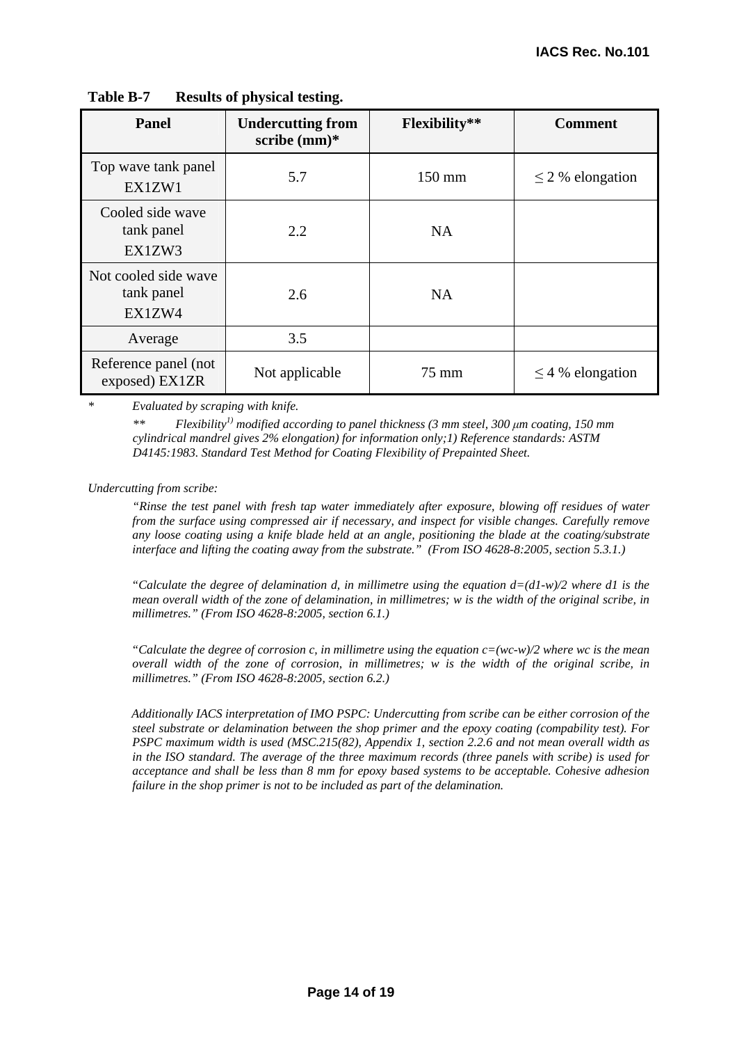**Table B-7 Results of physical testing.**

| Panel | Undercutting from scribe (mm)* | Flexibility** | Comment |
|---|---|---|---|
| Top wave tank panel EX1ZW1 | 5.7 | 150 mm | ≤ 2 % elongation |
| Cooled side wave tank panel EX1ZW3 | 2.2 | NA | |
| Not cooled side wave tank panel EX1ZW4 | 2.6 | NA | |
| Average | 3.5 | | |
| Reference panel (not exposed) EX1ZR | Not applicable | 75 mm | ≤ 4 % elongation |

\* *Evaluated by scraping with knife.*

** *Flexibility[1] modified according to panel thickness (3 mm steel, 300 μm coating, 150 mm cylindrical mandrel gives 2% elongation) for information only;1) Reference standards: ASTM D4145:1983. Standard Test Method for Coating Flexibility of Prepainted Sheet.*

*Undercutting from scribe:*

*"Rinse the test panel with fresh tap water immediately after exposure, blowing off residues of water from the surface using compressed air if necessary, and inspect for visible changes. Carefully remove any loose coating using a knife blade held at an angle, positioning the blade at the coating/substrate interface and lifting the coating away from the substrate." (From ISO 4628-8:2005, section 5.3.1.)*

*"Calculate the degree of delamination d, in millimetre using the equation $d=(d1-w)/2$ where d1 is the mean overall width of the zone of delamination, in millimetres; w is the width of the original scribe, in millimetres." (From ISO 4628-8:2005, section 6.1.)*

*"Calculate the degree of corrosion c, in millimetre using the equation $c=(wc-w)/2$ where wc is the mean overall width of the zone of corrosion, in millimetres; w is the width of the original scribe, in millimetres." (From ISO 4628-8:2005, section 6.2.)*

*Additionally IACS interpretation of IMO PSPC: Undercutting from scribe can be either corrosion of the steel substrate or delamination between the shop primer and the epoxy coating (compability test). For PSPC maximum width is used (MSC.215(82), Appendix 1, section 2.2.6 and not mean overall width as in the ISO standard. The average of the three maximum records (three panels with scribe) is used for acceptance and shall be less than 8 mm for epoxy based systems to be acceptable. Cohesive adhesion failure in the shop primer is not to be included as part of the delamination.*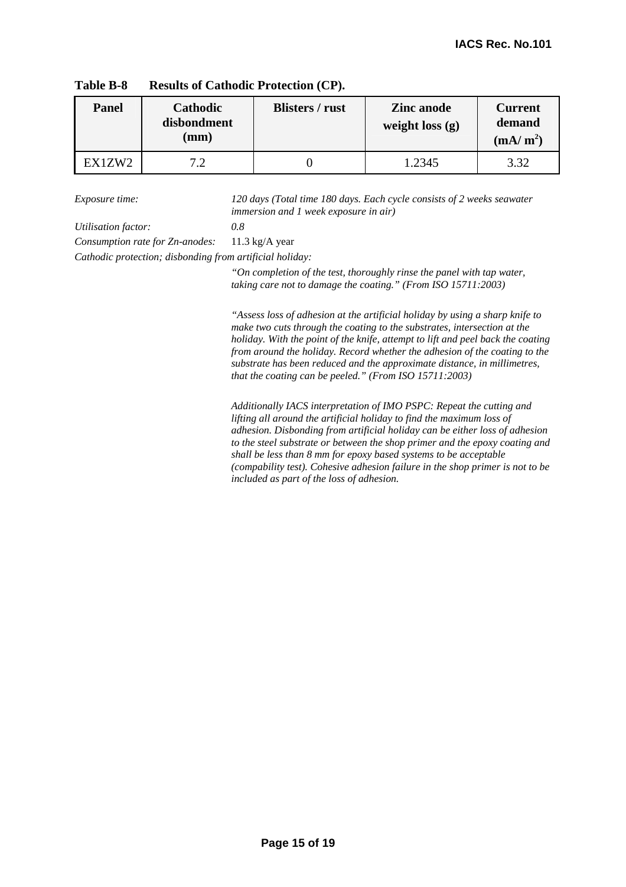**Table B-8 Results of Cathodic Protection (CP).**

| Panel | Cathodic disbondment (mm) | Blisters / rust | Zinc anode weight loss (g) | Current demand (mA/ $m^2$) |
|---|---|---|---|---|
| EX1ZW2 | 7.2 | 0 | 1.2345 | 3.32 |

*Exposure time:* *120 days (Total time 180 days. Each cycle consists of 2 weeks seawater immersion and 1 week exposure in air)*

*Utilisation factor:* *0.8*

*Consumption rate for Zn-anodes:* 11.3 kg/A year

*Cathodic protection; disbonding from artificial holiday:*

*"On completion of the test, thoroughly rinse the panel with tap water, taking care not to damage the coating." (From ISO 15711:2003)*

*"Assess loss of adhesion at the artificial holiday by using a sharp knife to make two cuts through the coating to the substrates, intersection at the holiday. With the point of the knife, attempt to lift and peel back the coating from around the holiday. Record whether the adhesion of the coating to the substrate has been reduced and the approximate distance, in millimetres, that the coating can be peeled." (From ISO 15711:2003)*

*Additionally IACS interpretation of IMO PSPC: Repeat the cutting and lifting all around the artificial holiday to find the maximum loss of adhesion. Disbonding from artificial holiday can be either loss of adhesion to the steel substrate or between the shop primer and the epoxy coating and shall be less than 8 mm for epoxy based systems to be acceptable (compability test). Cohesive adhesion failure in the shop primer is not to be included as part of the loss of adhesion.*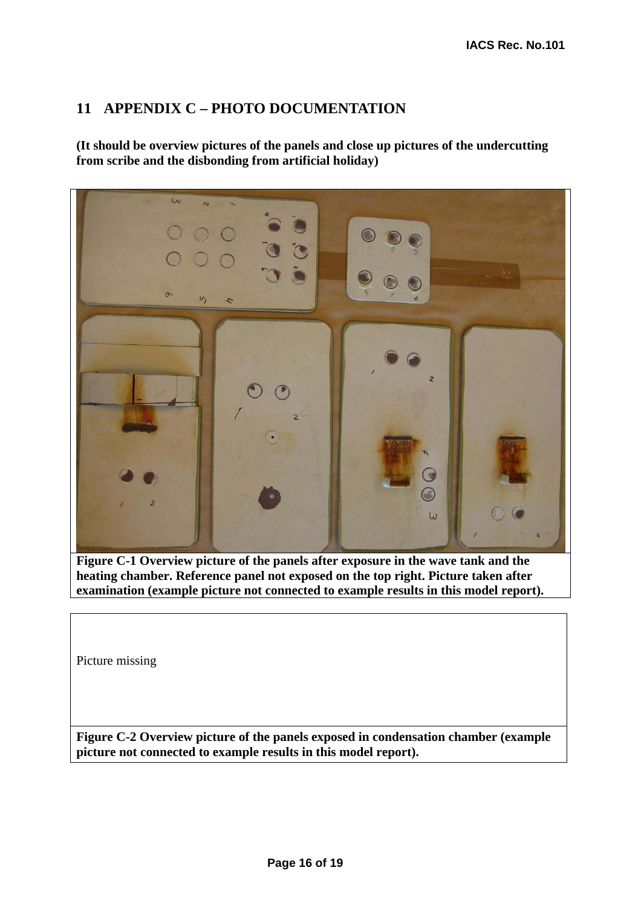# 11 APPENDIX C – PHOTO DOCUMENTATION

**(It should be overview pictures of the panels and close up pictures of the undercutting from scribe and the disbonding from artificial holiday)**

**Figure C-1 Overview picture of the panels after exposure in the wave tank and the heating chamber. Reference panel not exposed on the top right. Picture taken after examination (example picture not connected to example results in this model report).**

Picture missing

**Figure C-2 Overview picture of the panels exposed in condensation chamber (example picture not connected to example results in this model report).**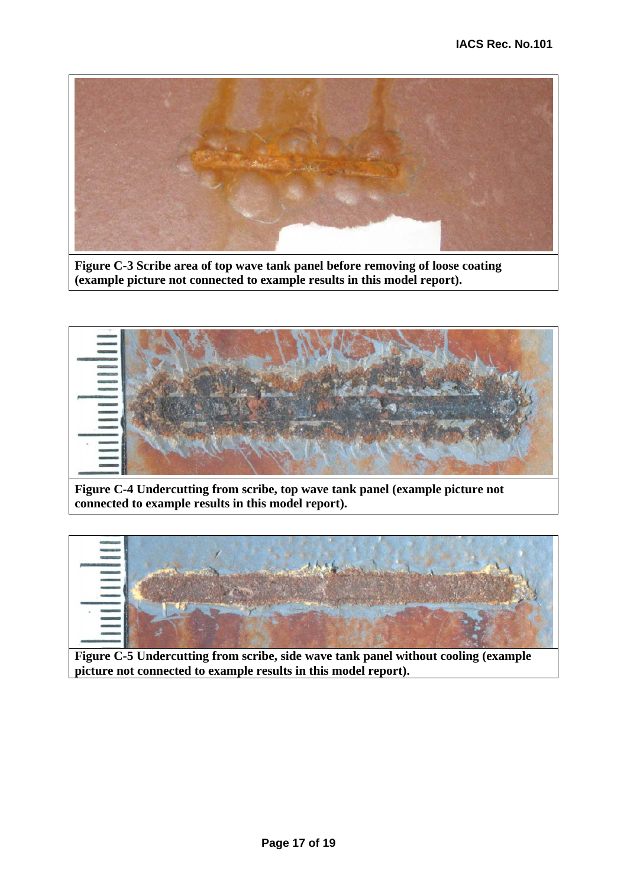**Figure C-3 Scribe area of top wave tank panel before removing of loose coating (example picture not connected to example results in this model report).**

**Figure C-4 Undercutting from scribe, top wave tank panel (example picture not connected to example results in this model report).**

**Figure C-5 Undercutting from scribe, side wave tank panel without cooling (example picture not connected to example results in this model report).**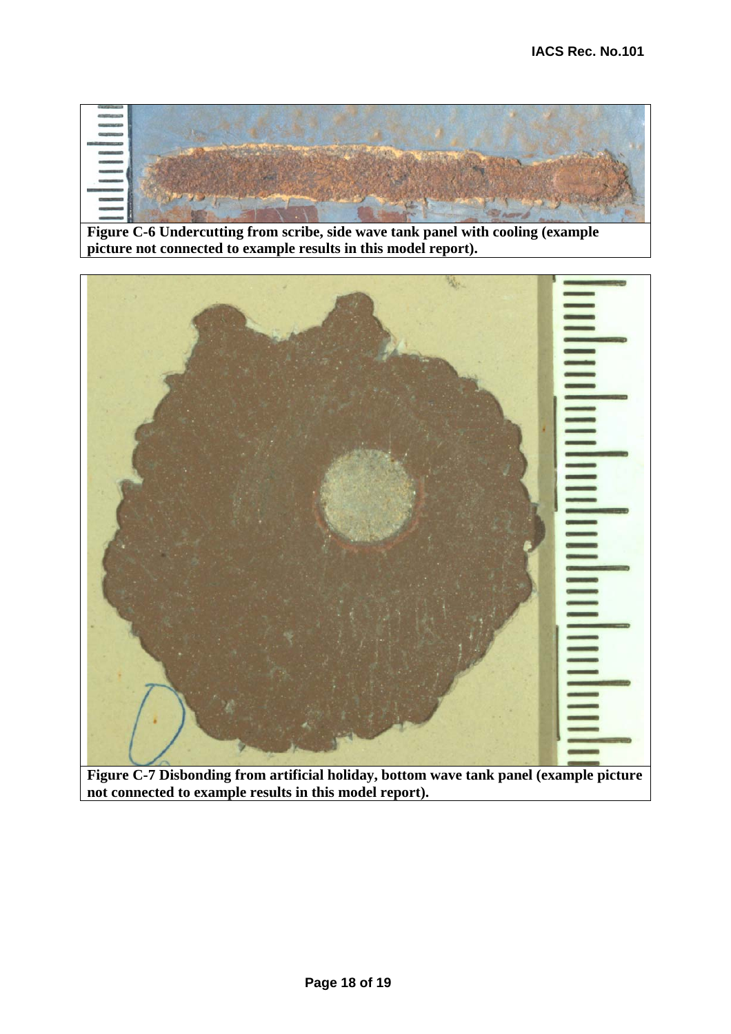**Figure C-6 Undercutting from scribe, side wave tank panel with cooling (example picture not connected to example results in this model report).**

**Figure C-7 Disbonding from artificial holiday, bottom wave tank panel (example picture not connected to example results in this model report).**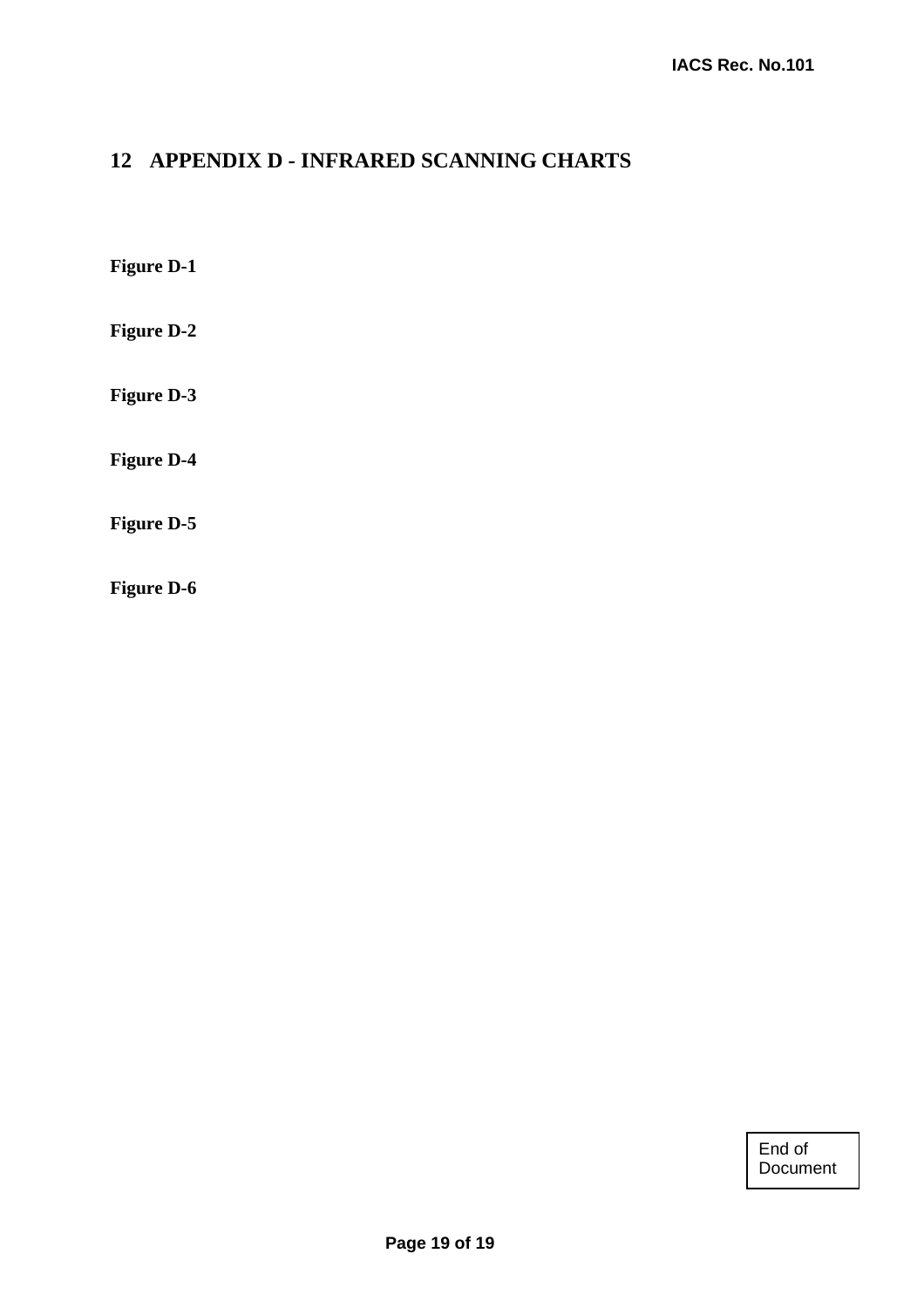# 12 APPENDIX D - INFRARED SCANNING CHARTS

**Figure D-1**

**Figure D-2**

**Figure D-3**

**Figure D-4**

**Figure D-5**

**Figure D-6**

End of Document